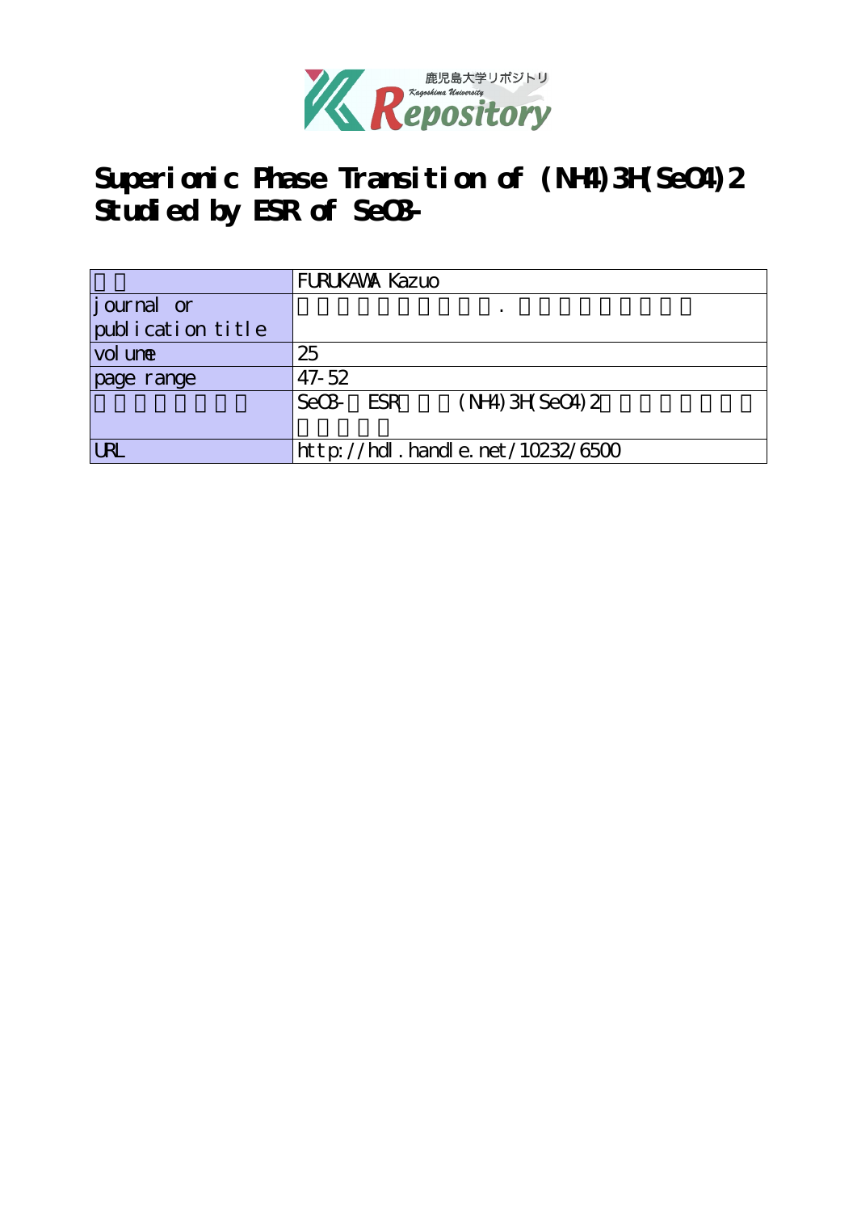# Superionic Phase Transition of (NH4)3H(SeO4)2 Studied by ESR of SeO3-

| | FURUKAWA Kazuo |
|---|---|
| journal or publication title | . |
| volume | 25 |
| page range | 47-52 |
| | SeO3- ESR (NH4)3H(SeO4)2 |
| URL | http://hdl.handle.net/10232/6500 |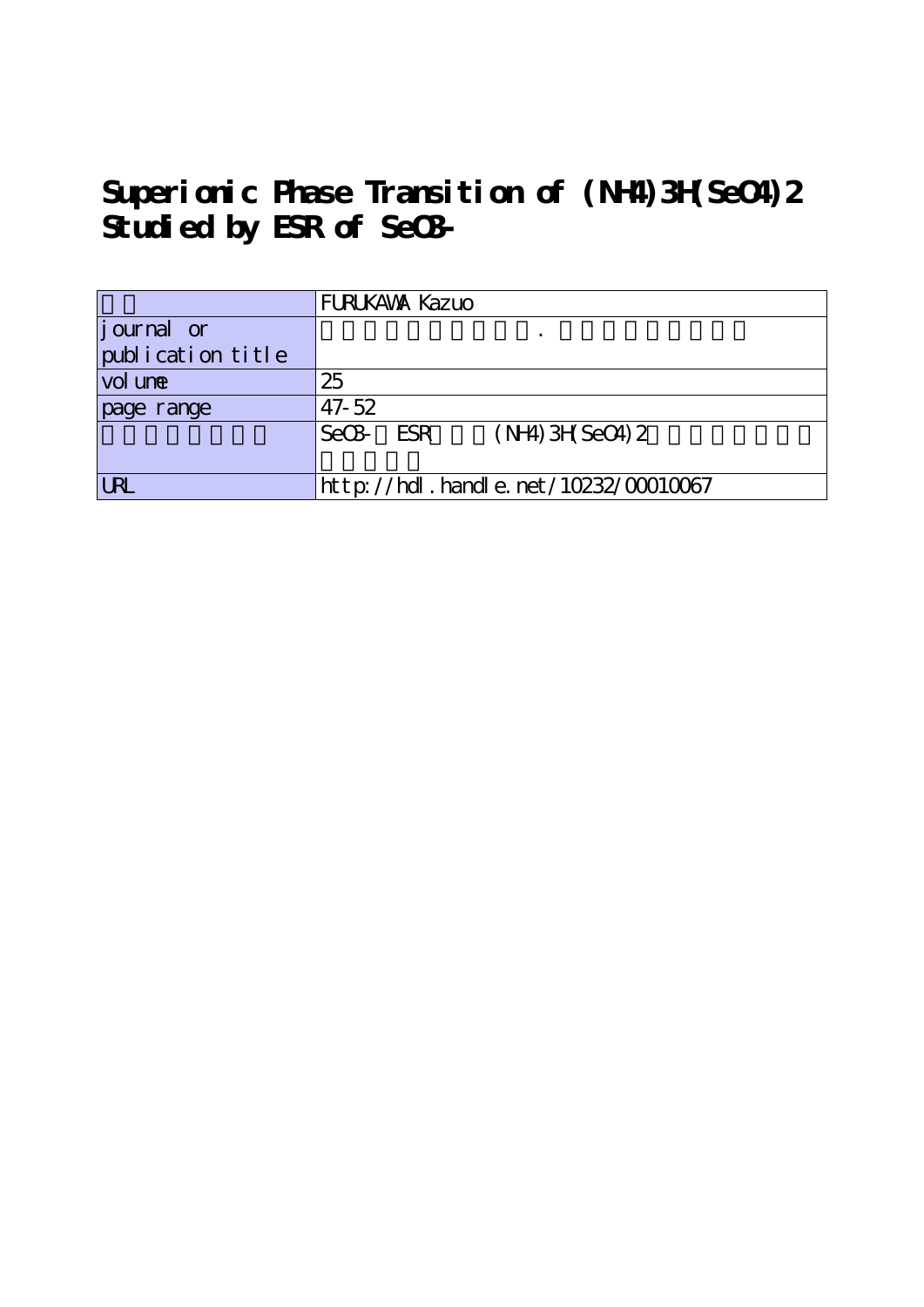# Superionic Phase Transition of (NH4)3H(SeO4)2 Studied by ESR of SeO3-

| | |
|---|---|
| | FURUKAWA Kazuo |
| journal or publication title | . |
| volume | 25 |
| page range | 47-52 |
| | SeO3- ESR (NH4)3H(SeO4)2 |
| URL | http://hdl.handle.net/10232/00010067 |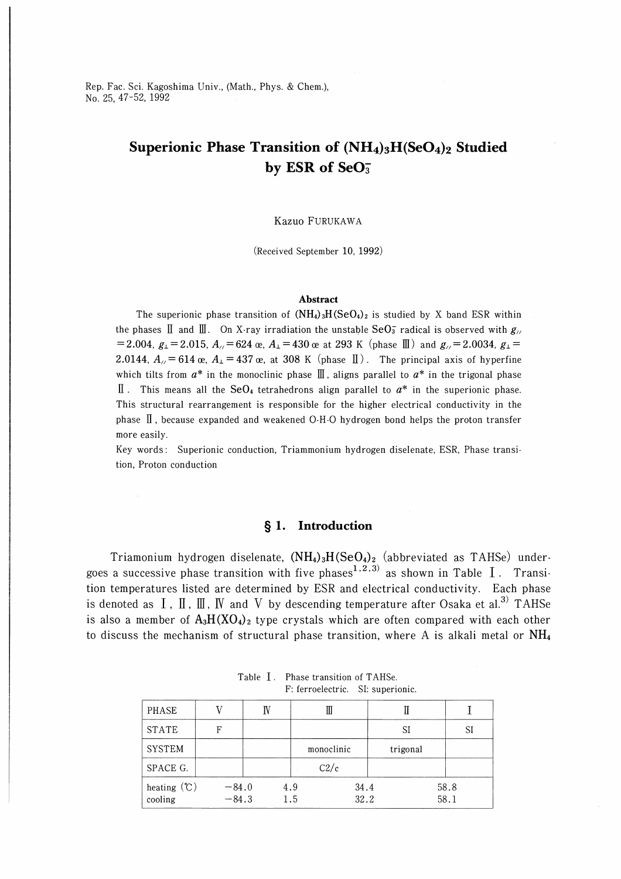# Superionic Phase Transition of $(NH_4)_3H(SeO_4)_2$ Studied by ESR of $SeO_3^-$

Kazuo FURUKAWA

(Received September 10, 1992)

### Abstract

The superionic phase transition of $(NH_4)_3H(SeO_4)_2$ is studied by X band ESR within the phases Ⅱ and Ⅲ. On X-ray irradiation the unstable $SeO_3^-$ radical is observed with $g_{//} = 2.004$, $g_{\perp} = 2.015$, $A_{//} = 624$ œ, $A_{\perp} = 430$ œ at 293 K (phase Ⅲ) and $g_{//} = 2.0034$, $g_{\perp} = 2.0144$, $A_{//} = 614$ œ, $A_{\perp} = 437$ œ, at 308 K (phase Ⅱ). The principal axis of hyperfine which tilts from $a^*$ in the monoclinic phase Ⅲ, aligns parallel to $a^*$ in the trigonal phase Ⅱ. This means all the $SeO_4$ tetrahedrons align parallel to $a^*$ in the superionic phase. This structural rearrangement is responsible for the higher electrical conductivity in the phase Ⅱ, because expanded and weakened O-H-O hydrogen bond helps the proton transfer more easily.

Key words: Superionic conduction, Triammonium hydrogen diselenate, ESR, Phase transition, Proton conduction

## § 1. Introduction

Triamonium hydrogen diselenate, $(NH_4)_3H(SeO_4)_2$ (abbreviated as TAHSe) undergoes a successive phase transition with five phases[1,2,3] as shown in Table Ⅰ. Transition temperatures listed are determined by ESR and electrical conductivity. Each phase is denoted as Ⅰ, Ⅱ, Ⅲ, Ⅳ and Ⅴ by descending temperature after Osaka et al.[3] TAHSe is also a member of $A_3H(XO_4)_2$ type crystals which are often compared with each other to discuss the mechanism of structural phase transition, where A is alkali metal or $NH_4$

Table Ⅰ. Phase transition of TAHSe.
F: ferroelectric. SI: superionic.

| PHASE | Ⅴ | Ⅳ | Ⅲ | Ⅱ | Ⅰ |
|---|---|---|---|---|---|
| STATE | F | | | SI | SI |
| SYSTEM | | | monoclinic | trigonal | |
| SPACE G. | | | C2/c | | |
| heating (℃)<br>cooling | −84.0<br>−84.3 | 4.9<br>1.5 | 34.4<br>32.2 | 58.8<br>58.1 | |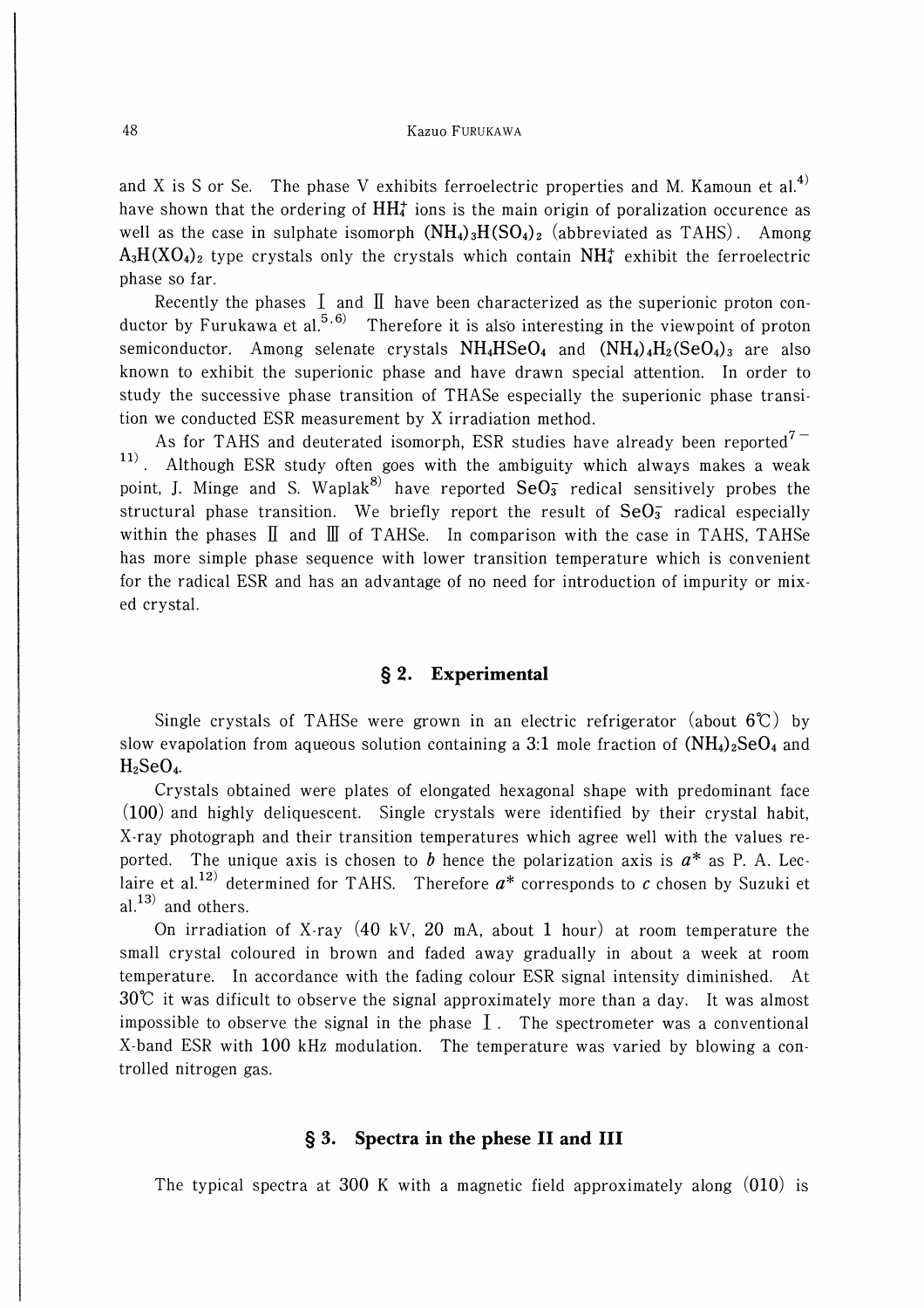and X is S or Se. The phase V exhibits ferroelectric properties and M. Kamoun et al.[4] have shown that the ordering of $HH_4^+$ ions is the main origin of poralization occurence as well as the case in sulphate isomorph $(NH_4)_3H(SO_4)_2$ (abbreviated as TAHS). Among $A_3H(XO_4)_2$ type crystals only the crystals which contain $NH_4^+$ exhibit the ferroelectric phase so far.

Recently the phases I and II have been characterized as the superionic proton conductor by Furukawa et al.[5,6] Therefore it is also interesting in the viewpoint of proton semiconductor. Among selenate crystals $NH_4HSeO_4$ and $(NH_4)_4H_2(SeO_4)_3$ are also known to exhibit the superionic phase and have drawn special attention. In order to study the successive phase transition of THASe especially the superionic phase transition we conducted ESR measurement by X irradiation method.

As for TAHS and deuterated isomorph, ESR studies have already been reported[7–11]. Although ESR study often goes with the ambiguity which always makes a weak point, J. Minge and S. Waplak[8] have reported $SeO_3^-$ redical sensitively probes the structural phase transition. We briefly report the result of $SeO_3^-$ radical especially within the phases II and III of TAHSe. In comparison with the case in TAHS, TAHSe has more simple phase sequence with lower transition temperature which is convenient for the radical ESR and has an advantage of no need for introduction of impurity or mixed crystal.

## § 2. Experimental

Single crystals of TAHSe were grown in an electric refrigerator (about 6℃) by slow evapolation from aqueous solution containing a 3:1 mole fraction of $(NH_4)_2SeO_4$ and $H_2SeO_4$.

Crystals obtained were plates of elongated hexagonal shape with predominant face (100) and highly deliquescent. Single crystals were identified by their crystal habit, X-ray photograph and their transition temperatures which agree well with the values reported. The unique axis is chosen to $b$ hence the polarization axis is $a^*$ as P. A. Leclaire et al.[12] determined for TAHS. Therefore $a^*$ corresponds to $c$ chosen by Suzuki et al.[13] and others.

On irradiation of X-ray (40 kV, 20 mA, about 1 hour) at room temperature the small crystal coloured in brown and faded away gradually in about a week at room temperature. In accordance with the fading colour ESR signal intensity diminished. At 30℃ it was dificult to observe the signal approximately more than a day. It was almost impossible to observe the signal in the phase I. The spectrometer was a conventional X-band ESR with 100 kHz modulation. The temperature was varied by blowing a controlled nitrogen gas.

## § 3. Spectra in the phese II and III

The typical spectra at 300 K with a magnetic field approximately along (010) is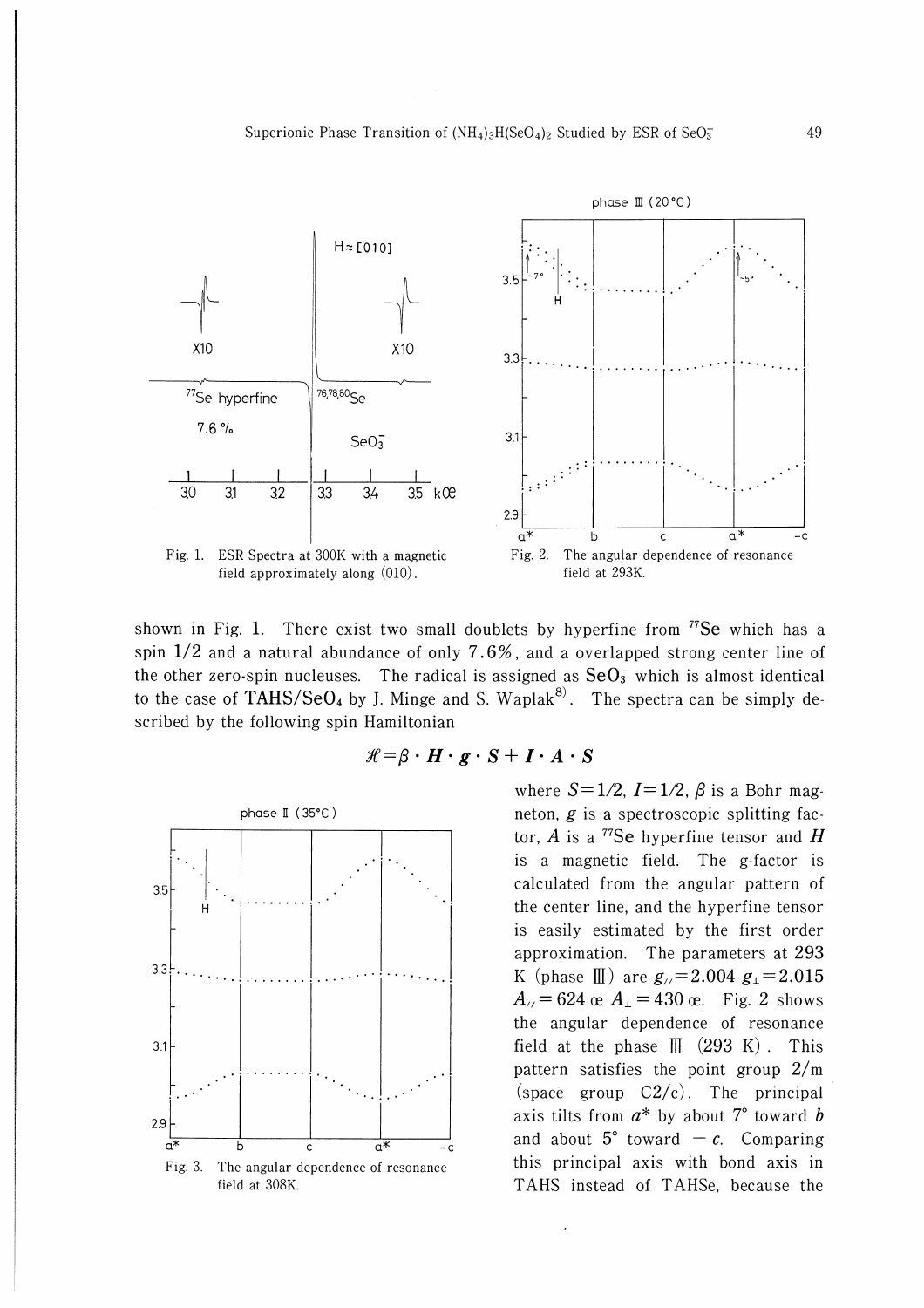Fig. 1. ESR Spectra at 300K with a magnetic field approximately along (010).

Fig. 2. The angular dependence of resonance field at 293K.

shown in Fig. 1. There exist two small doublets by hyperfine from $^{77}Se$ which has a spin 1/2 and a natural abundance of only 7.6%, and a overlapped strong center line of the other zero-spin nucleuses. The radical is assigned as $SeO_3^-$ which is almost identical to the case of TAHS/$SeO_4$ by J. Minge and S. Waplak[8]. The spectra can be simply described by the following spin Hamiltonian

$$\mathscr{H} = \beta \cdot \boldsymbol{H} \cdot \boldsymbol{g} \cdot \boldsymbol{S} + \boldsymbol{I} \cdot \boldsymbol{A} \cdot \boldsymbol{S}$$

Fig. 3. The angular dependence of resonance field at 308K.

where $S=1/2$, $I=1/2$, $\beta$ is a Bohr magneton, $g$ is a spectroscopic splitting factor, $A$ is a $^{77}Se$ hyperfine tensor and $H$ is a magnetic field. The g-factor is calculated from the angular pattern of the center line, and the hyperfine tensor is easily estimated by the first order approximation. The parameters at 293 K (phase Ⅲ) are $g_{//}=2.004$ $g_{\perp}=2.015$ $A_{//}=624$ œ $A_{\perp}=430$ œ. Fig. 2 shows the angular dependence of resonance field at the phase Ⅲ (293 K). This pattern satisfies the point group 2/m (space group C2/c). The principal axis tilts from $a^*$ by about 7° toward $b$ and about 5° toward $-c$. Comparing this principal axis with bond axis in TAHS instead of TAHSe, because the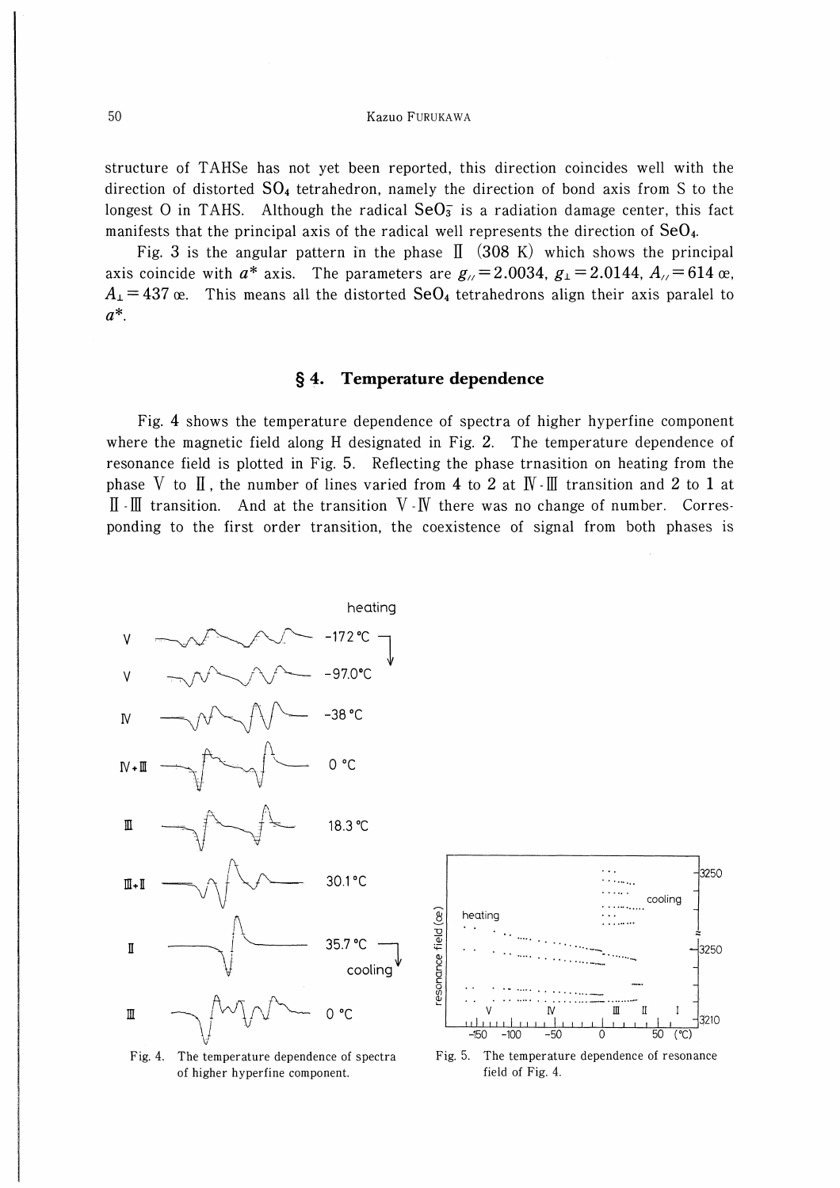structure of TAHSe has not yet been reported, this direction coincides well with the direction of distorted $SO_4$ tetrahedron, namely the direction of bond axis from S to the longest O in TAHS. Although the radical $SeO_3^-$ is a radiation damage center, this fact manifests that the principal axis of the radical well represents the direction of $SeO_4$.

Fig. 3 is the angular pattern in the phase II (308 K) which shows the principal axis coincide with $a^*$ axis. The parameters are $g_{//}=2.0034$, $g_{\perp}=2.0144$, $A_{//}=614$ œ, $A_{\perp}=437$ œ. This means all the distorted $SeO_4$ tetrahedrons align their axis paralel to $a^*$.

## § 4. Temperature dependence

Fig. 4 shows the temperature dependence of spectra of higher hyperfine component where the magnetic field along H designated in Fig. 2. The temperature dependence of resonance field is plotted in Fig. 5. Reflecting the phase trnasition on heating from the phase V to II, the number of lines varied from 4 to 2 at IV-III transition and 2 to 1 at II-III transition. And at the transition V-IV there was no change of number. Corresponding to the first order transition, the coexistence of signal from both phases is

Fig. 4. The temperature dependence of spectra of higher hyperfine component.

Fig. 5. The temperature dependence of resonance field of Fig. 4.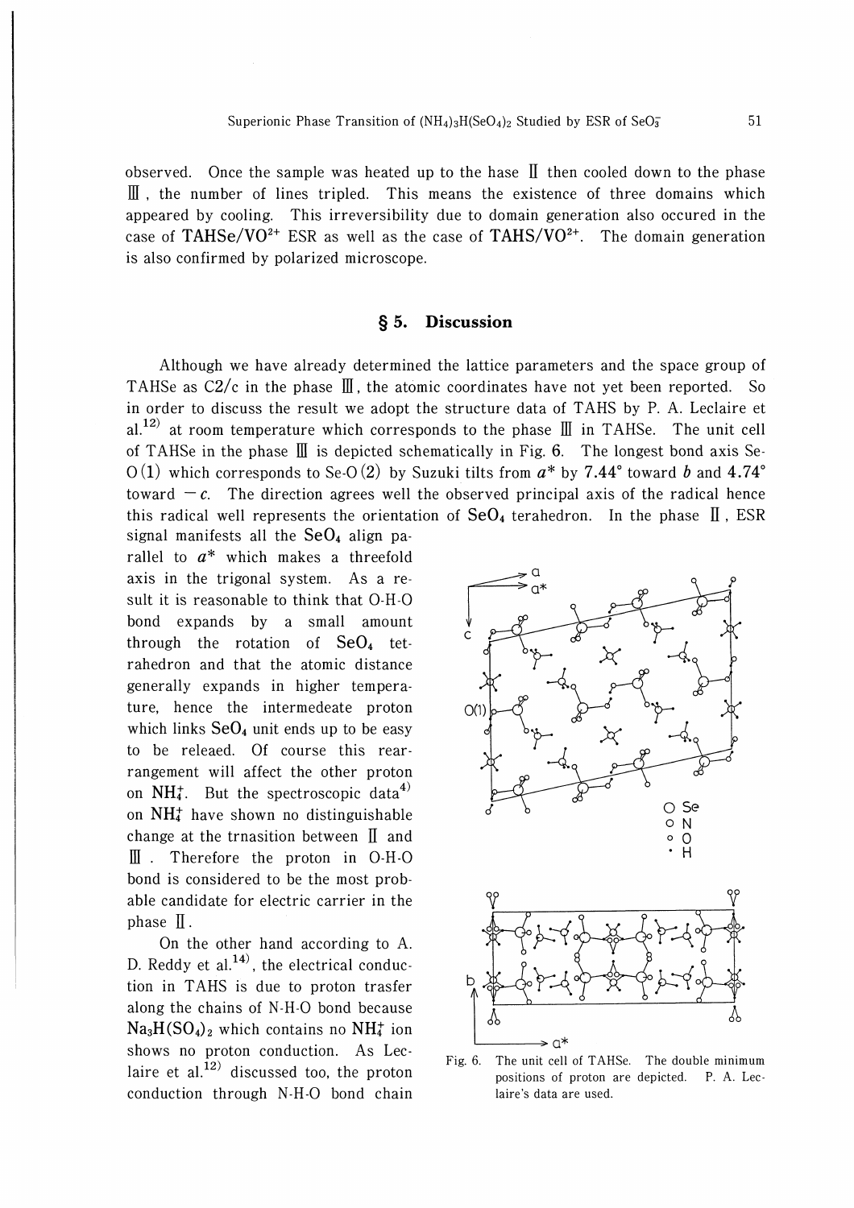observed. Once the sample was heated up to the hase II then cooled down to the phase III, the number of lines tripled. This means the existence of three domains which appeared by cooling. This irreversibility due to domain generation also occured in the case of TAHSe/$VO^{2+}$ ESR as well as the case of TAHS/$VO^{2+}$. The domain generation is also confirmed by polarized microscope.

## § 5. Discussion

Although we have already determined the lattice parameters and the space group of TAHSe as C2/c in the phase III, the atomic coordinates have not yet been reported. So in order to discuss the result we adopt the structure data of TAHS by P. A. Leclaire et al.[12] at room temperature which corresponds to the phase III in TAHSe. The unit cell of TAHSe in the phase III is depicted schematically in Fig. 6. The longest bond axis Se-O(1) which corresponds to Se-O(2) by Suzuki tilts from $a^*$ by 7.44° toward $b$ and 4.74° toward $-c$. The direction agrees well the observed principal axis of the radical hence this radical well represents the orientation of $SeO_4$ terahedron. In the phase II, ESR signal manifests all the $SeO_4$ align parallel to $a^*$ which makes a threefold axis in the trigonal system. As a result it is reasonable to think that O-H-O bond expands by a small amount through the rotation of $SeO_4$ tetrahedron and that the atomic distance generally expands in higher temperature, hence the intermedeate proton which links $SeO_4$ unit ends up to be easy to be releaed. Of course this rearrangement will affect the other proton on $NH_4^+$. But the spectroscopic data[4] on $NH_4^+$ have shown no distinguishable change at the trnasition between II and III. Therefore the proton in O-H-O bond is considered to be the most probable candidate for electric carrier in the phase II.

On the other hand according to A. D. Reddy et al.[14], the electrical conduction in TAHS is due to proton trasfer along the chains of N-H-O bond because $Na_3H(SO_4)_2$ which contains no $NH_4^+$ ion shows no proton conduction. As Leclaire et al.[12] discussed too, the proton conduction through N-H-O bond chain

Fig. 6. The unit cell of TAHSe. The double minimum positions of proton are depicted. P. A. Leclaire's data are used.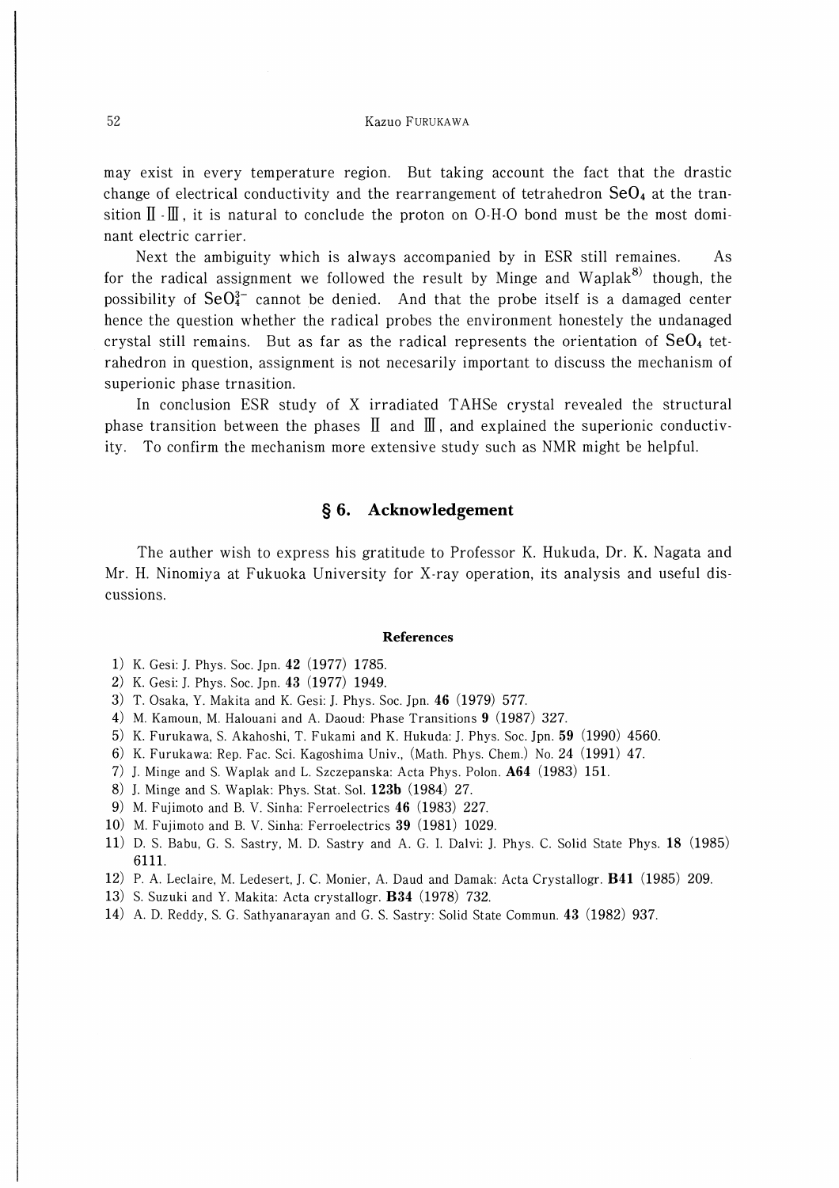may exist in every temperature region. But taking account the fact that the drastic change of electrical conductivity and the rearrangement of tetrahedron $SeO_4$ at the transition Ⅱ-Ⅲ, it is natural to conclude the proton on O-H-O bond must be the most dominant electric carrier.

Next the ambiguity which is always accompanied by in ESR still remaines. As for the radical assignment we followed the result by Minge and Waplak[8] though, the possibility of $SeO_4^{3-}$ cannot be denied. And that the probe itself is a damaged center hence the question whether the radical probes the environment honestely the undanaged crystal still remains. But as far as the radical represents the orientation of $SeO_4$ tetrahedron in question, assignment is not necesarily important to discuss the mechanism of superionic phase trnasition.

In conclusion ESR study of X irradiated TAHSe crystal revealed the structural phase transition between the phases Ⅱ and Ⅲ, and explained the superionic conductivity. To confirm the mechanism more extensive study such as NMR might be helpful.

## § 6. Acknowledgement

The auther wish to express his gratitude to Professor K. Hukuda, Dr. K. Nagata and Mr. H. Ninomiya at Fukuoka University for X-ray operation, its analysis and useful discussions.

### References

1) K. Gesi: J. Phys. Soc. Jpn. **42** (1977) 1785.
2) K. Gesi: J. Phys. Soc. Jpn. **43** (1977) 1949.
3) T. Osaka, Y. Makita and K. Gesi: J. Phys. Soc. Jpn. **46** (1979) 577.
4) M. Kamoun, M. Halouani and A. Daoud: Phase Transitions **9** (1987) 327.
5) K. Furukawa, S. Akahoshi, T. Fukami and K. Hukuda: J. Phys. Soc. Jpn. **59** (1990) 4560.
6) K. Furukawa: Rep. Fac. Sci. Kagoshima Univ., (Math. Phys. Chem.) No. 24 (1991) 47.
7) J. Minge and S. Waplak and L. Szczepanska: Acta Phys. Polon. **A64** (1983) 151.
8) J. Minge and S. Waplak: Phys. Stat. Sol. **123b** (1984) 27.
9) M. Fujimoto and B. V. Sinha: Ferroelectrics **46** (1983) 227.
10) M. Fujimoto and B. V. Sinha: Ferroelectrics **39** (1981) 1029.
11) D. S. Babu, G. S. Sastry, M. D. Sastry and A. G. I. Dalvi: J. Phys. C. Solid State Phys. **18** (1985) 6111.
12) P. A. Leclaire, M. Ledesert, J. C. Monier, A. Daud and Damak: Acta Crystallogr. **B41** (1985) 209.
13) S. Suzuki and Y. Makita: Acta crystallogr. **B34** (1978) 732.
14) A. D. Reddy, S. G. Sathyanarayan and G. S. Sastry: Solid State Commun. **43** (1982) 937.